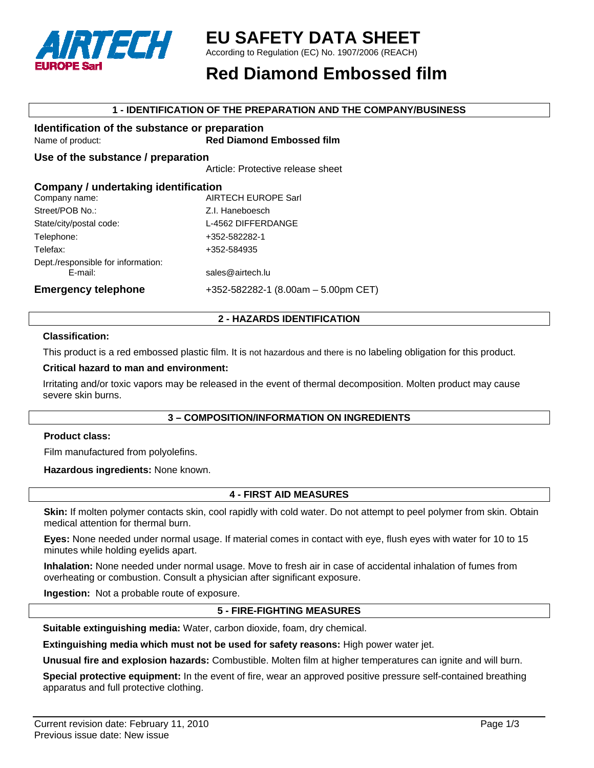AIRTECH
EUROPE Sarl

# EU SAFETY DATA SHEET

According to Regulation (EC) No. 1907/2006 (REACH)

# Red Diamond Embossed film

## 1 - IDENTIFICATION OF THE PREPARATION AND THE COMPANY/BUSINESS

### Identification of the substance or preparation

| | |
|---|---|
| Name of product: | **Red Diamond Embossed film** |

### Use of the substance / preparation

Article: Protective release sheet

### Company / undertaking identification

| | |
|---|---|
| Company name: | AIRTECH EUROPE Sarl |
| Street/POB No.: | Z.I. Haneboesch |
| State/city/postal code: | L-4562 DIFFERDANGE |
| Telephone: | +352-582282-1 |
| Telefax: | +352-584935 |
| Dept./responsible for information: E-mail: | sales@airtech.lu |

**Emergency telephone** +352-582282-1 (8.00am – 5.00pm CET)

## 2 - HAZARDS IDENTIFICATION

**Classification:**

This product is a red embossed plastic film. It is not hazardous and there is no labeling obligation for this product.

**Critical hazard to man and environment:**

Irritating and/or toxic vapors may be released in the event of thermal decomposition. Molten product may cause severe skin burns.

## 3 – COMPOSITION/INFORMATION ON INGREDIENTS

**Product class:**

Film manufactured from polyolefins.

**Hazardous ingredients:** None known.

## 4 - FIRST AID MEASURES

**Skin:** If molten polymer contacts skin, cool rapidly with cold water. Do not attempt to peel polymer from skin. Obtain medical attention for thermal burn.

**Eyes:** None needed under normal usage. If material comes in contact with eye, flush eyes with water for 10 to 15 minutes while holding eyelids apart.

**Inhalation:** None needed under normal usage. Move to fresh air in case of accidental inhalation of fumes from overheating or combustion. Consult a physician after significant exposure.

**Ingestion:** Not a probable route of exposure.

## 5 - FIRE-FIGHTING MEASURES

**Suitable extinguishing media:** Water, carbon dioxide, foam, dry chemical.

**Extinguishing media which must not be used for safety reasons:** High power water jet.

**Unusual fire and explosion hazards:** Combustible. Molten film at higher temperatures can ignite and will burn.

**Special protective equipment:** In the event of fire, wear an approved positive pressure self-contained breathing apparatus and full protective clothing.

Current revision date: February 11, 2010
Previous issue date: New issue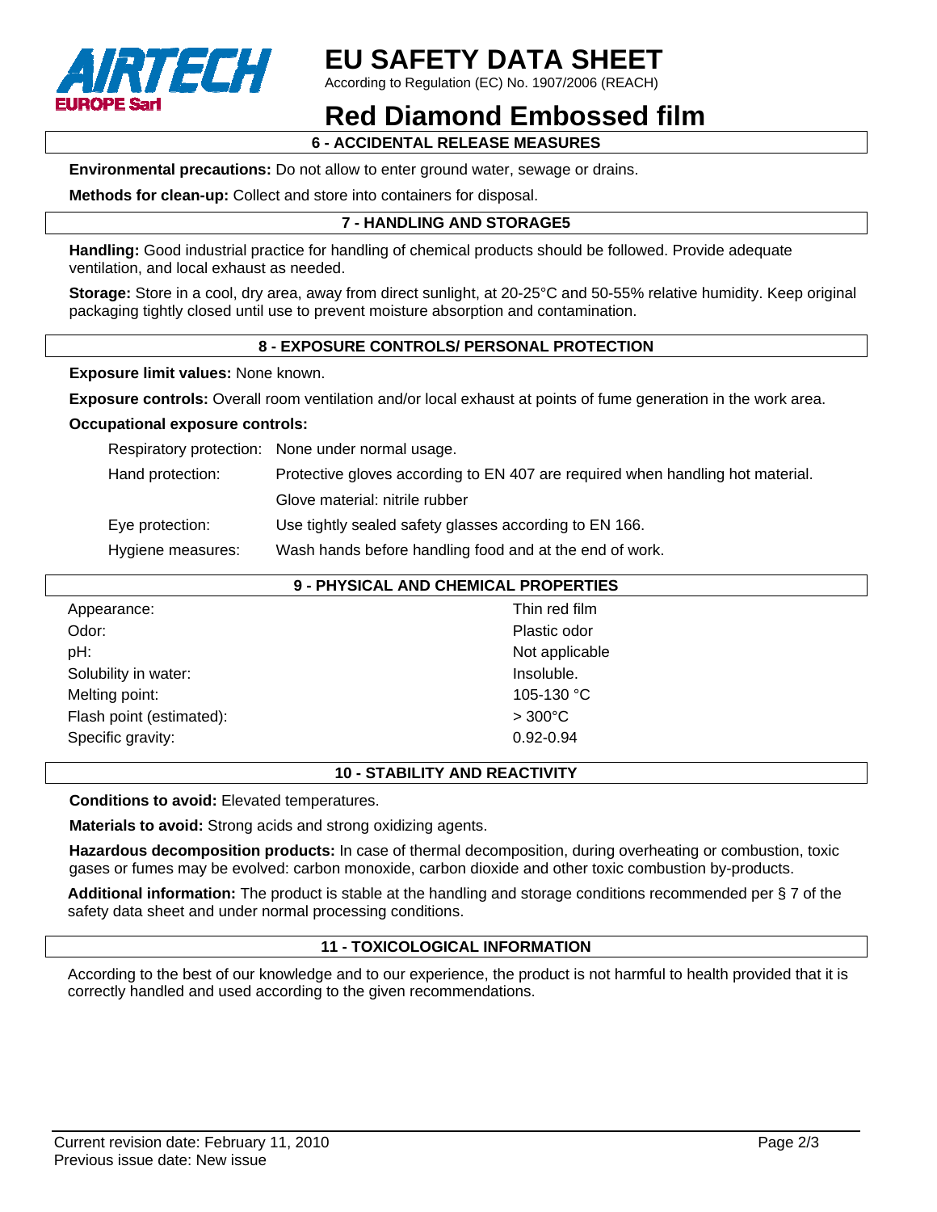# EU SAFETY DATA SHEET

According to Regulation (EC) No. 1907/2006 (REACH)

# Red Diamond Embossed film

## 6 - ACCIDENTAL RELEASE MEASURES

**Environmental precautions:** Do not allow to enter ground water, sewage or drains.

**Methods for clean-up:** Collect and store into containers for disposal.

## 7 - HANDLING AND STORAGE5

**Handling:** Good industrial practice for handling of chemical products should be followed. Provide adequate ventilation, and local exhaust as needed.

**Storage:** Store in a cool, dry area, away from direct sunlight, at 20-25°C and 50-55% relative humidity. Keep original packaging tightly closed until use to prevent moisture absorption and contamination.

## 8 - EXPOSURE CONTROLS/ PERSONAL PROTECTION

**Exposure limit values:** None known.

**Exposure controls:** Overall room ventilation and/or local exhaust at points of fume generation in the work area.

**Occupational exposure controls:**

| | |
|---|---|
| Respiratory protection: | None under normal usage. |
| Hand protection: | Protective gloves according to EN 407 are required when handling hot material. |
| | Glove material: nitrile rubber |
| Eye protection: | Use tightly sealed safety glasses according to EN 166. |
| Hygiene measures: | Wash hands before handling food and at the end of work. |

## 9 - PHYSICAL AND CHEMICAL PROPERTIES

| | |
|---|---|
| Appearance: | Thin red film |
| Odor: | Plastic odor |
| pH: | Not applicable |
| Solubility in water: | Insoluble. |
| Melting point: | 105-130 °C |
| Flash point (estimated): | > 300°C |
| Specific gravity: | 0.92-0.94 |

## 10 - STABILITY AND REACTIVITY

**Conditions to avoid:** Elevated temperatures.

**Materials to avoid:** Strong acids and strong oxidizing agents.

**Hazardous decomposition products:** In case of thermal decomposition, during overheating or combustion, toxic gases or fumes may be evolved: carbon monoxide, carbon dioxide and other toxic combustion by-products.

**Additional information:** The product is stable at the handling and storage conditions recommended per § 7 of the safety data sheet and under normal processing conditions.

## 11 - TOXICOLOGICAL INFORMATION

According to the best of our knowledge and to our experience, the product is not harmful to health provided that it is correctly handled and used according to the given recommendations.

Current revision date: February 11, 2010
Previous issue date: New issue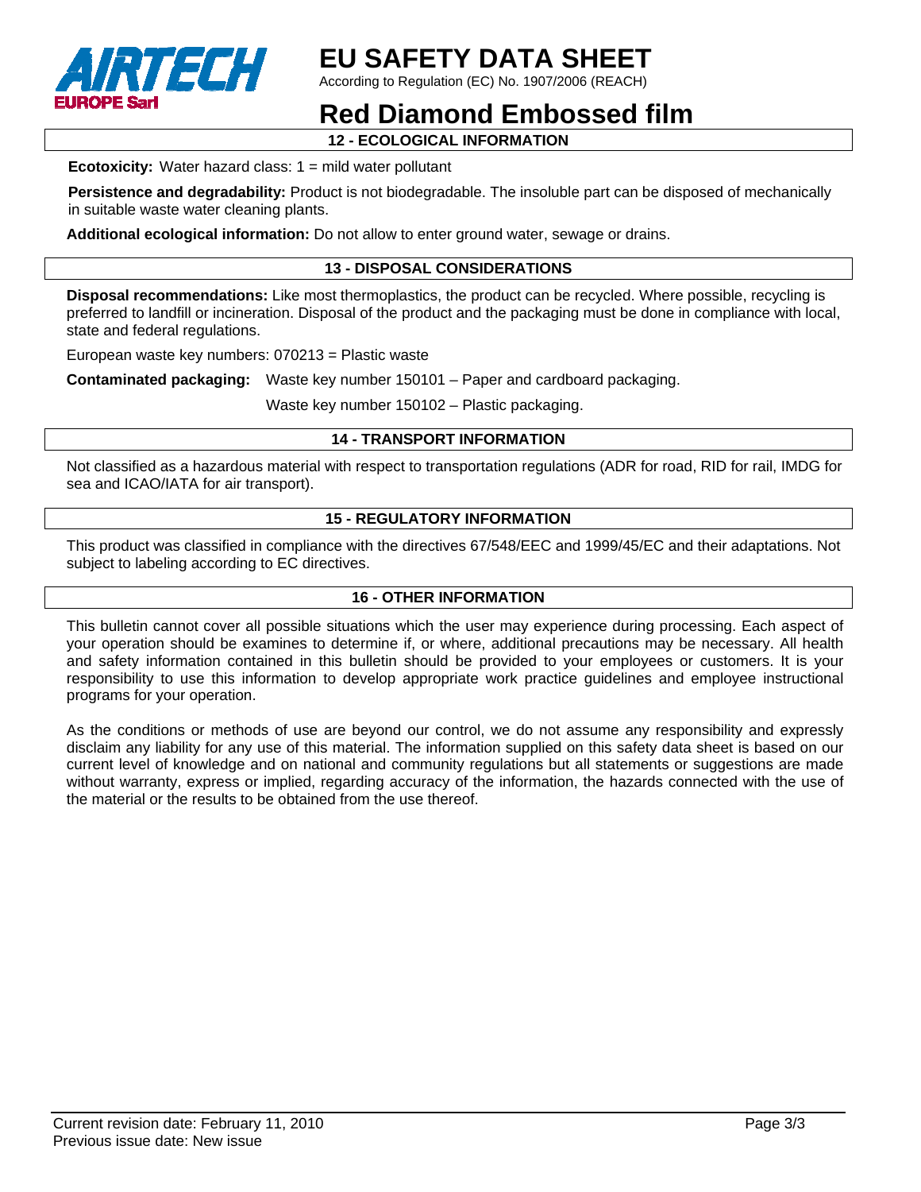## 12 - ECOLOGICAL INFORMATION

**Ecotoxicity:** Water hazard class: 1 = mild water pollutant

**Persistence and degradability:** Product is not biodegradable. The insoluble part can be disposed of mechanically in suitable waste water cleaning plants.

**Additional ecological information:** Do not allow to enter ground water, sewage or drains.

## 13 - DISPOSAL CONSIDERATIONS

**Disposal recommendations:** Like most thermoplastics, the product can be recycled. Where possible, recycling is preferred to landfill or incineration. Disposal of the product and the packaging must be done in compliance with local, state and federal regulations.

European waste key numbers: 070213 = Plastic waste

**Contaminated packaging:** Waste key number 150101 – Paper and cardboard packaging.

Waste key number 150102 – Plastic packaging.

## 14 - TRANSPORT INFORMATION

Not classified as a hazardous material with respect to transportation regulations (ADR for road, RID for rail, IMDG for sea and ICAO/IATA for air transport).

## 15 - REGULATORY INFORMATION

This product was classified in compliance with the directives 67/548/EEC and 1999/45/EC and their adaptations. Not subject to labeling according to EC directives.

## 16 - OTHER INFORMATION

This bulletin cannot cover all possible situations which the user may experience during processing. Each aspect of your operation should be examines to determine if, or where, additional precautions may be necessary. All health and safety information contained in this bulletin should be provided to your employees or customers. It is your responsibility to use this information to develop appropriate work practice guidelines and employee instructional programs for your operation.

As the conditions or methods of use are beyond our control, we do not assume any responsibility and expressly disclaim any liability for any use of this material. The information supplied on this safety data sheet is based on our current level of knowledge and on national and community regulations but all statements or suggestions are made without warranty, express or implied, regarding accuracy of the information, the hazards connected with the use of the material or the results to be obtained from the use thereof.

Current revision date: February 11, 2010
Previous issue date: New issue